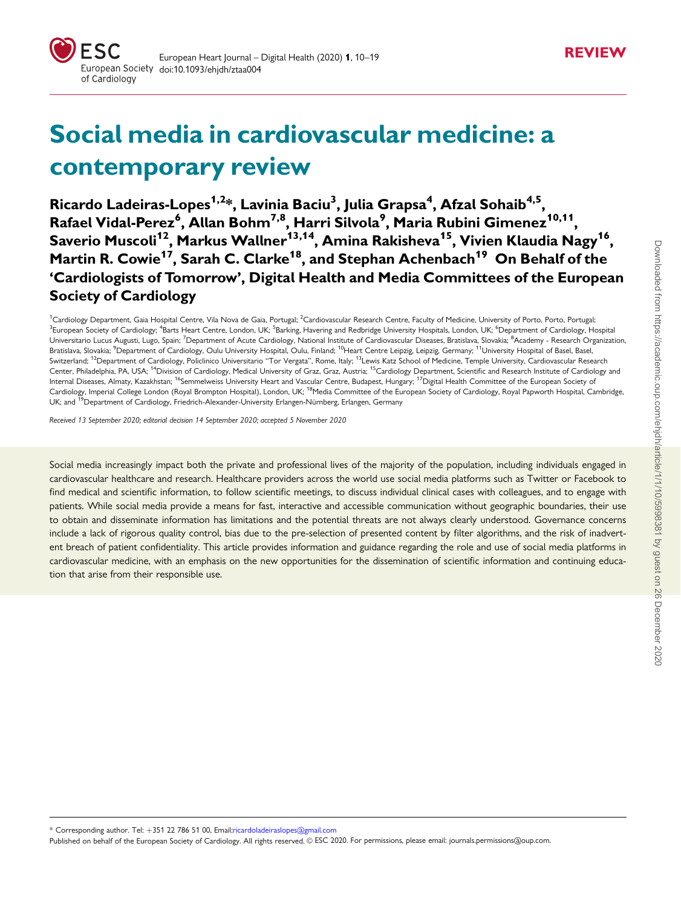REVIEW

# Social media in cardiovascular medicine: a contemporary review

**Ricardo Ladeiras-Lopes[1,2]*, Lavinia Baciu[3], Julia Grapsa[4], Afzal Sohaib[4,5], Rafael Vidal-Perez[6], Allan Bohm[7,8], Harri Silvola[9], Maria Rubini Gimenez[10,11], Saverio Muscoli[12], Markus Wallner[13,14], Amina Rakisheva[15], Vivien Klaudia Nagy[16], Martin R. Cowie[17], Sarah C. Clarke[18], and Stephan Achenbach[19] On Behalf of the 'Cardiologists of Tomorrow', Digital Health and Media Committees of the European Society of Cardiology**

[1]Cardiology Department, Gaia Hospital Centre, Vila Nova de Gaia, Portugal; [2]Cardiovascular Research Centre, Faculty of Medicine, University of Porto, Porto, Portugal; [3]European Society of Cardiology; [4]Barts Heart Centre, London, UK; [5]Barking, Havering and Redbridge University Hospitals, London, UK; [6]Department of Cardiology, Hospital Universitario Lucus Augusti, Lugo, Spain; [7]Department of Acute Cardiology, National Institute of Cardiovascular Diseases, Bratislava, Slovakia; [8]Academy - Research Organization, Bratislava, Slovakia; [9]Department of Cardiology, Oulu University Hospital, Oulu, Finland; [10]Heart Centre Leipzig, Leipzig, Germany; [11]University Hospital of Basel, Basel, Switzerland; [12]Department of Cardiology, Policlinico Universitario "Tor Vergata", Rome, Italy; [13]Lewis Katz School of Medicine, Temple University, Cardiovascular Research Center, Philadelphia, PA, USA; [14]Division of Cardiology, Medical University of Graz, Graz, Austria; [15]Cardiology Department, Scientific and Research Institute of Cardiology and Internal Diseases, Almaty, Kazakhstan; [16]Semmelweiss University Heart and Vascular Centre, Budapest, Hungary; [17]Digital Health Committee of the European Society of Cardiology, Imperial College London (Royal Brompton Hospital), London, UK; [18]Media Committee of the European Society of Cardiology, Royal Papworth Hospital, Cambridge, UK; and [19]Department of Cardiology, Friedrich-Alexander-University Erlangen-Nürnberg, Erlangen, Germany

*Received 13 September 2020; editorial decision 14 September 2020; accepted 5 November 2020*

Social media increasingly impact both the private and professional lives of the majority of the population, including individuals engaged in cardiovascular healthcare and research. Healthcare providers across the world use social media platforms such as Twitter or Facebook to find medical and scientific information, to follow scientific meetings, to discuss individual clinical cases with colleagues, and to engage with patients. While social media provide a means for fast, interactive and accessible communication without geographic boundaries, their use to obtain and disseminate information has limitations and the potential threats are not always clearly understood. Governance concerns include a lack of rigorous quality control, bias due to the pre-selection of presented content by filter algorithms, and the risk of inadvertent breach of patient confidentiality. This article provides information and guidance regarding the role and use of social media platforms in cardiovascular medicine, with an emphasis on the new opportunities for the dissemination of scientific information and continuing education that arise from their responsible use.

* Corresponding author. Tel: +351 22 786 51 00, Email: ricardoladeiraslopes@gmail.com

Published on behalf of the European Society of Cardiology. All rights reserved. © ESC 2020. For permissions, please email: journals.permissions@oup.com.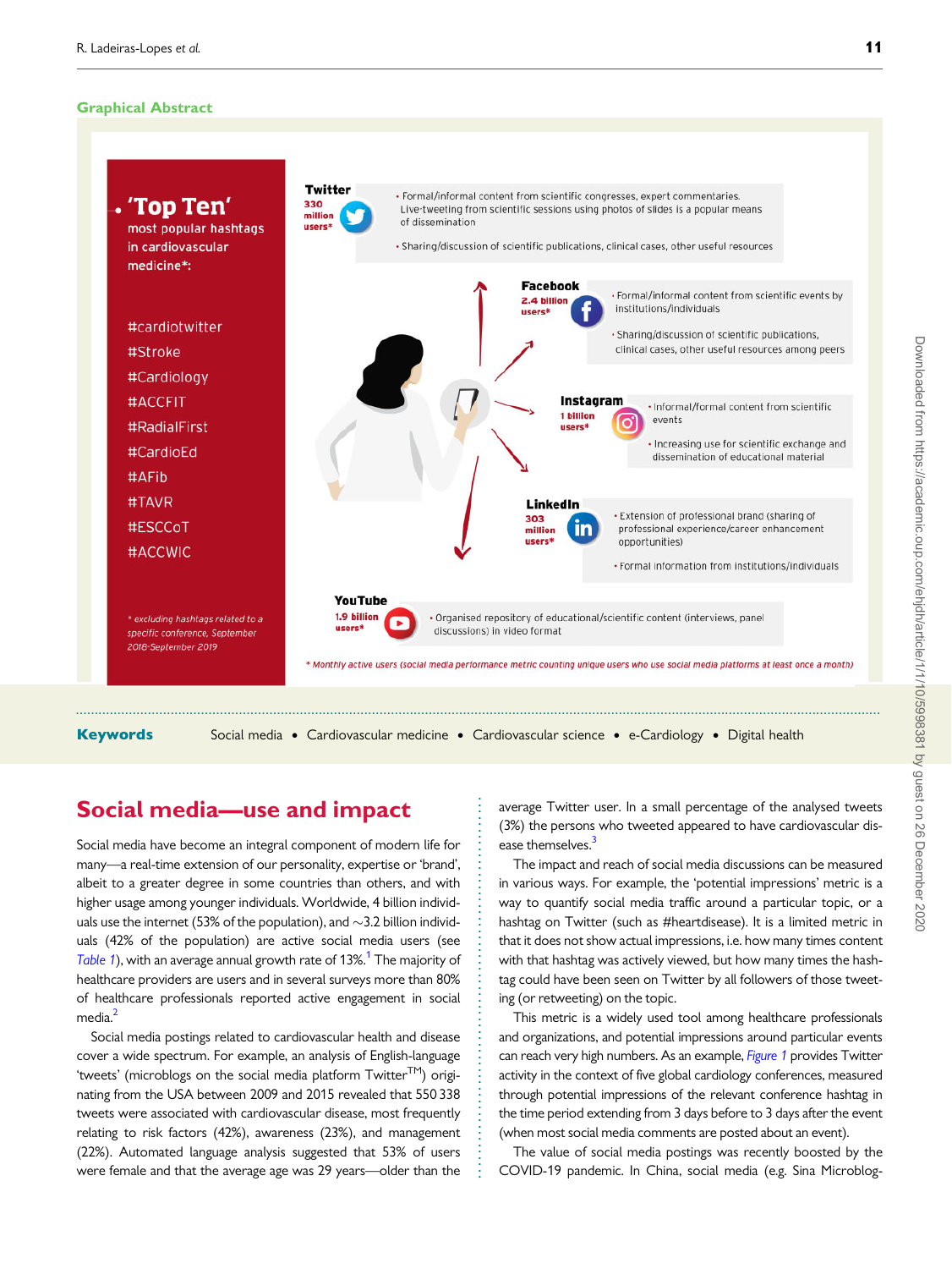## Graphical Abstract

**'Top Ten'** most popular hashtags in cardiovascular medicine*:

- #cardiotwitter
- #Stroke
- #Cardiology
- #ACCFIT
- #RadialFirst
- #CardioEd
- #AFib
- #TAVR
- #ESCCoT
- #ACCWIC

* excluding hashtags related to a specific conference, September 2018-September 2019

**Twitter** 330 million users*
- Formal/informal content from scientific congresses, expert commentaries. Live-tweeting from scientific sessions using photos of slides is a popular means of dissemination
- Sharing/discussion of scientific publications, clinical cases, other useful resources

**Facebook** 2.4 billion users*
- Formal/informal content from scientific events by institutions/individuals
- Sharing/discussion of scientific publications, clinical cases, other useful resources among peers

**Instagram** 1 billion users*
- Informal/formal content from scientific events
- Increasing use for scientific exchange and dissemination of educational material

**LinkedIn** 303 million users*
- Extension of professional brand (sharing of professional experience/career enhancement opportunities)
- Formal information from institutions/individuals

**YouTube** 1.9 billion users*
- Organised repository of educational/scientific content (interviews, panel discussions) in video format

* Monthly active users (social media performance metric counting unique users who use social media platforms at least once a month)

**Keywords** Social media • Cardiovascular medicine • Cardiovascular science • e-Cardiology • Digital health

## Social media—use and impact

Social media have become an integral component of modern life for many—a real-time extension of our personality, expertise or 'brand', albeit to a greater degree in some countries than others, and with higher usage among younger individuals. Worldwide, 4 billion individuals use the internet (53% of the population), and ~3.2 billion individuals (42% of the population) are active social media users (see *Table 1*), with an average annual growth rate of 13%.[1] The majority of healthcare providers are users and in several surveys more than 80% of healthcare professionals reported active engagement in social media.[2]

Social media postings related to cardiovascular health and disease cover a wide spectrum. For example, an analysis of English-language 'tweets' (microblogs on the social media platform Twitter™) originating from the USA between 2009 and 2015 revealed that 550 338 tweets were associated with cardiovascular disease, most frequently relating to risk factors (42%), awareness (23%), and management (22%). Automated language analysis suggested that 53% of users were female and that the average age was 29 years—older than the average Twitter user. In a small percentage of the analysed tweets (3%) the persons who tweeted appeared to have cardiovascular disease themselves.[3]

The impact and reach of social media discussions can be measured in various ways. For example, the 'potential impressions' metric is a way to quantify social media traffic around a particular topic, or a hashtag on Twitter (such as #heartdisease). It is a limited metric in that it does not show actual impressions, i.e. how many times content with that hashtag was actively viewed, but how many times the hashtag could have been seen on Twitter by all followers of those tweeting (or retweeting) on the topic.

This metric is a widely used tool among healthcare professionals and organizations, and potential impressions around particular events can reach very high numbers. As an example, *Figure 1* provides Twitter activity in the context of five global cardiology conferences, measured through potential impressions of the relevant conference hashtag in the time period extending from 3 days before to 3 days after the event (when most social media comments are posted about an event).

The value of social media postings was recently boosted by the COVID-19 pandemic. In China, social media (e.g. Sina Microblog-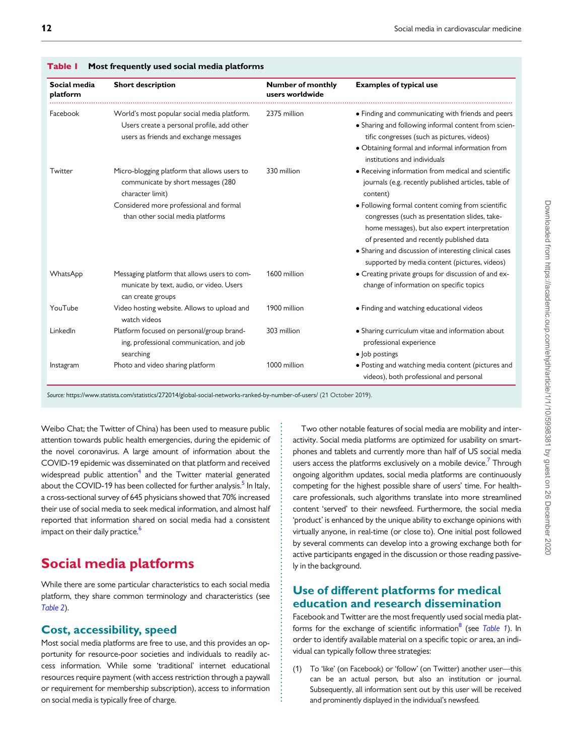**Table 1 Most frequently used social media platforms**

| Social media platform | Short description | Number of monthly users worldwide | Examples of typical use |
|---|---|---|---|
| Facebook | World's most popular social media platform. Users create a personal profile, add other users as friends and exchange messages | 2375 million | • Finding and communicating with friends and peers<br>• Sharing and following informal content from scientific congresses (such as pictures, videos)<br>• Obtaining formal and informal information from institutions and individuals |
| Twitter | Micro-blogging platform that allows users to communicate by short messages (280 character limit)<br>Considered more professional and formal than other social media platforms | 330 million | • Receiving information from medical and scientific journals (e.g. recently published articles, table of content)<br>• Following formal content coming from scientific congresses (such as presentation slides, take-home messages), but also expert interpretation of presented and recently published data<br>• Sharing and discussion of interesting clinical cases supported by media content (pictures, videos) |
| WhatsApp | Messaging platform that allows users to communicate by text, audio, or video. Users can create groups | 1600 million | • Creating private groups for discussion of and exchange of information on specific topics |
| YouTube | Video hosting website. Allows to upload and watch videos | 1900 million | • Finding and watching educational videos |
| LinkedIn | Platform focused on personal/group branding, professional communication, and job searching | 303 million | • Sharing curriculum vitae and information about professional experience<br>• Job postings |
| Instagram | Photo and video sharing platform | 1000 million | • Posting and watching media content (pictures and videos), both professional and personal |

*Source:* https://www.statista.com/statistics/272014/global-social-networks-ranked-by-number-of-users/ (21 October 2019).

Weibo Chat; the Twitter of China) has been used to measure public attention towards public health emergencies, during the epidemic of the novel coronavirus. A large amount of information about the COVID-19 epidemic was disseminated on that platform and received widespread public attention[4] and the Twitter material generated about the COVID-19 has been collected for further analysis.[5] In Italy, a cross-sectional survey of 645 physicians showed that 70% increased their use of social media to seek medical information, and almost half reported that information shared on social media had a consistent impact on their daily practice.[6]

# Social media platforms

While there are some particular characteristics to each social media platform, they share common terminology and characteristics (see *Table 2*).

## Cost, accessibility, speed

Most social media platforms are free to use, and this provides an opportunity for resource-poor societies and individuals to readily access information. While some 'traditional' internet educational resources require payment (with access restriction through a paywall or requirement for membership subscription), access to information on social media is typically free of charge.

Two other notable features of social media are mobility and interactivity. Social media platforms are optimized for usability on smartphones and tablets and currently more than half of US social media users access the platforms exclusively on a mobile device.[7] Through ongoing algorithm updates, social media platforms are continuously competing for the highest possible share of users' time. For healthcare professionals, such algorithms translate into more streamlined content 'served' to their newsfeed. Furthermore, the social media 'product' is enhanced by the unique ability to exchange opinions with virtually anyone, in real-time (or close to). One initial post followed by several comments can develop into a growing exchange both for active participants engaged in the discussion or those reading passively in the background.

## Use of different platforms for medical education and research dissemination

Facebook and Twitter are the most frequently used social media platforms for the exchange of scientific information[8] (see *Table 1*). In order to identify available material on a specific topic or area, an individual can typically follow three strategies:

(1) To 'like' (on Facebook) or 'follow' (on Twitter) another user—this can be an actual person, but also an institution or journal. Subsequently, all information sent out by this user will be received and prominently displayed in the individual's newsfeed.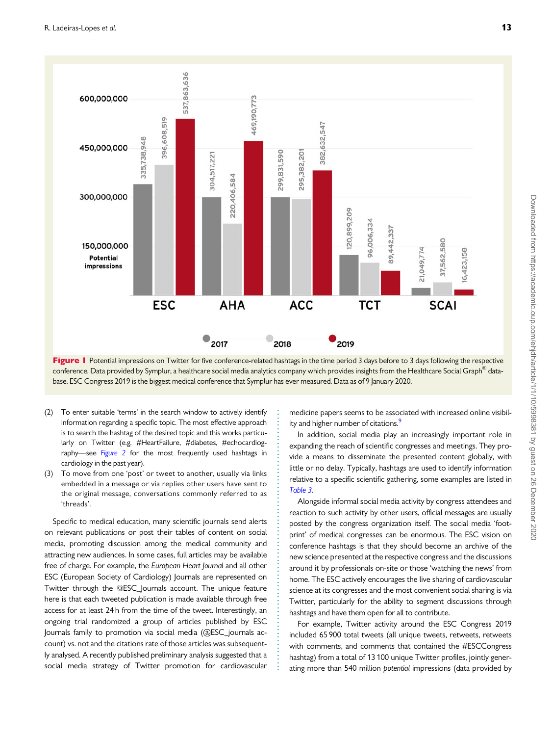**Figure 1** Potential impressions on Twitter for five conference-related hashtags in the time period 3 days before to 3 days following the respective conference. Data provided by Symplur, a healthcare social media analytics company which provides insights from the Healthcare Social Graph® database. ESC Congress 2019 is the biggest medical conference that Symplur has ever measured. Data as of 9 January 2020.

(2) To enter suitable 'terms' in the search window to actively identify information regarding a specific topic. The most effective approach is to search the hashtag of the desired topic and this works particularly on Twitter (e.g. #HeartFailure, #diabetes, #echocardiography—see *Figure 2* for the most frequently used hashtags in cardiology in the past year).

(3) To move from one 'post' or tweet to another, usually via links embedded in a message or via replies other users have sent to the original message, conversations commonly referred to as 'threads'.

Specific to medical education, many scientific journals send alerts on relevant publications or post their tables of content on social media, promoting discussion among the medical community and attracting new audiences. In some cases, full articles may be available free of charge. For example, the *European Heart Journal* and all other ESC (European Society of Cardiology) Journals are represented on Twitter through the @ESC_Journals account. The unique feature here is that each tweeted publication is made available through free access for at least 24 h from the time of the tweet. Interestingly, an ongoing trial randomized a group of articles published by ESC Journals family to promotion via social media (@ESC_journals account) vs. not and the citations rate of those articles was subsequently analysed. A recently published preliminary analysis suggested that a social media strategy of Twitter promotion for cardiovascular medicine papers seems to be associated with increased online visibility and higher number of citations.[9]

In addition, social media play an increasingly important role in expanding the reach of scientific congresses and meetings. They provide a means to disseminate the presented content globally, with little or no delay. Typically, hashtags are used to identify information relative to a specific scientific gathering, some examples are listed in *Table 3*.

Alongside informal social media activity by congress attendees and reaction to such activity by other users, official messages are usually posted by the congress organization itself. The social media 'footprint' of medical congresses can be enormous. The ESC vision on conference hashtags is that they should become an archive of the new science presented at the respective congress and the discussions around it by professionals on-site or those 'watching the news' from home. The ESC actively encourages the live sharing of cardiovascular science at its congresses and the most convenient social sharing is via Twitter, particularly for the ability to segment discussions through hashtags and have them open for all to contribute.

For example, Twitter activity around the ESC Congress 2019 included 65 900 total tweets (all unique tweets, retweets, retweets with comments, and comments that contained the #ESCCongress hashtag) from a total of 13 100 unique Twitter profiles, jointly generating more than 540 million *potential* impressions (data provided by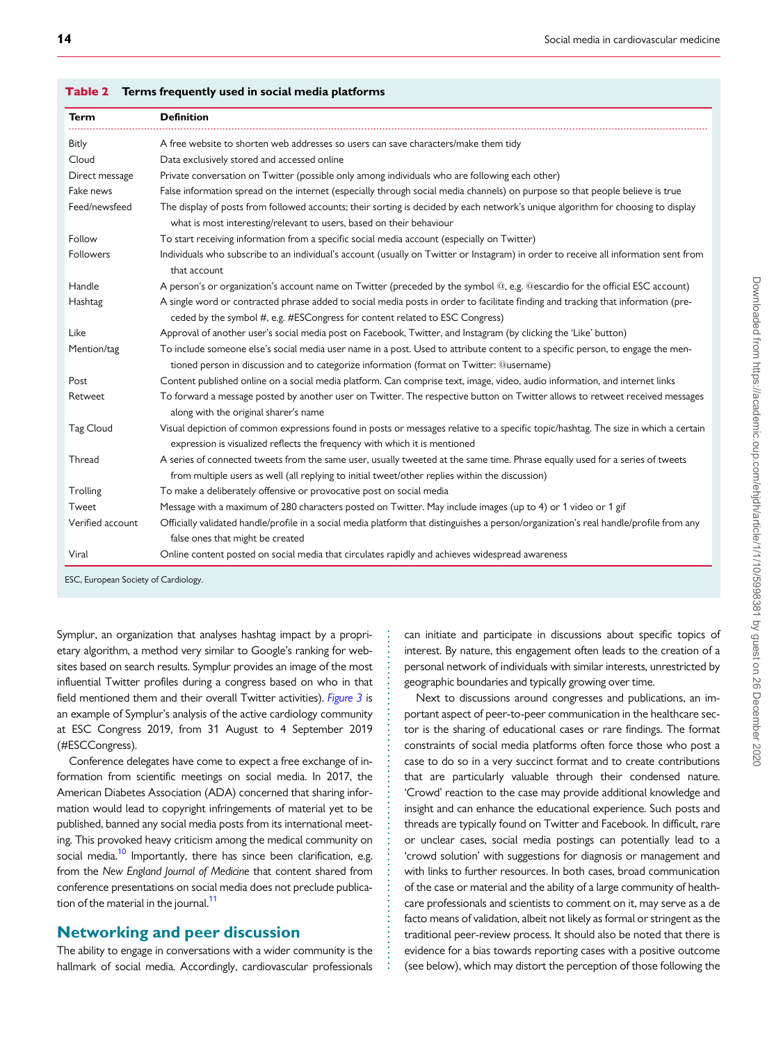**Table 2** Terms frequently used in social media platforms

| Term | Definition |
|---|---|
| Bitly | A free website to shorten web addresses so users can save characters/make them tidy |
| Cloud | Data exclusively stored and accessed online |
| Direct message | Private conversation on Twitter (possible only among individuals who are following each other) |
| Fake news | False information spread on the internet (especially through social media channels) on purpose so that people believe is true |
| Feed/newsfeed | The display of posts from followed accounts; their sorting is decided by each network's unique algorithm for choosing to display what is most interesting/relevant to users, based on their behaviour |
| Follow | To start receiving information from a specific social media account (especially on Twitter) |
| Followers | Individuals who subscribe to an individual's account (usually on Twitter or Instagram) in order to receive all information sent from that account |
| Handle | A person's or organization's account name on Twitter (preceded by the symbol @, e.g. @escardio for the official ESC account) |
| Hashtag | A single word or contracted phrase added to social media posts in order to facilitate finding and tracking that information (preceded by the symbol #, e.g. #ESCongress for content related to ESC Congress) |
| Like | Approval of another user's social media post on Facebook, Twitter, and Instagram (by clicking the 'Like' button) |
| Mention/tag | To include someone else's social media user name in a post. Used to attribute content to a specific person, to engage the mentioned person in discussion and to categorize information (format on Twitter: @username) |
| Post | Content published online on a social media platform. Can comprise text, image, video, audio information, and internet links |
| Retweet | To forward a message posted by another user on Twitter. The respective button on Twitter allows to retweet received messages along with the original sharer's name |
| Tag Cloud | Visual depiction of common expressions found in posts or messages relative to a specific topic/hashtag. The size in which a certain expression is visualized reflects the frequency with which it is mentioned |
| Thread | A series of connected tweets from the same user, usually tweeted at the same time. Phrase equally used for a series of tweets from multiple users as well (all replying to initial tweet/other replies within the discussion) |
| Trolling | To make a deliberately offensive or provocative post on social media |
| Tweet | Message with a maximum of 280 characters posted on Twitter. May include images (up to 4) or 1 video or 1 gif |
| Verified account | Officially validated handle/profile in a social media platform that distinguishes a person/organization's real handle/profile from any false ones that might be created |
| Viral | Online content posted on social media that circulates rapidly and achieves widespread awareness |

ESC, European Society of Cardiology.

Symplur, an organization that analyses hashtag impact by a proprietary algorithm, a method very similar to Google's ranking for websites based on search results. Symplur provides an image of the most influential Twitter profiles during a congress based on who in that field mentioned them and their overall Twitter activities). *Figure 3* is an example of Symplur's analysis of the active cardiology community at ESC Congress 2019, from 31 August to 4 September 2019 (#ESCCongress).

Conference delegates have come to expect a free exchange of information from scientific meetings on social media. In 2017, the American Diabetes Association (ADA) concerned that sharing information would lead to copyright infringements of material yet to be published, banned any social media posts from its international meeting. This provoked heavy criticism among the medical community on social media.[10] Importantly, there has since been clarification, e.g. from the *New England Journal of Medicine* that content shared from conference presentations on social media does not preclude publication of the material in the journal.[11]

## Networking and peer discussion

The ability to engage in conversations with a wider community is the hallmark of social media. Accordingly, cardiovascular professionals can initiate and participate in discussions about specific topics of interest. By nature, this engagement often leads to the creation of a personal network of individuals with similar interests, unrestricted by geographic boundaries and typically growing over time.

Next to discussions around congresses and publications, an important aspect of peer-to-peer communication in the healthcare sector is the sharing of educational cases or rare findings. The format constraints of social media platforms often force those who post a case to do so in a very succinct format and to create contributions that are particularly valuable through their condensed nature. 'Crowd' reaction to the case may provide additional knowledge and insight and can enhance the educational experience. Such posts and threads are typically found on Twitter and Facebook. In difficult, rare or unclear cases, social media postings can potentially lead to a 'crowd solution' with suggestions for diagnosis or management and with links to further resources. In both cases, broad communication of the case or material and the ability of a large community of healthcare professionals and scientists to comment on it, may serve as a de facto means of validation, albeit not likely as formal or stringent as the traditional peer-review process. It should also be noted that there is evidence for a bias towards reporting cases with a positive outcome (see below), which may distort the perception of those following the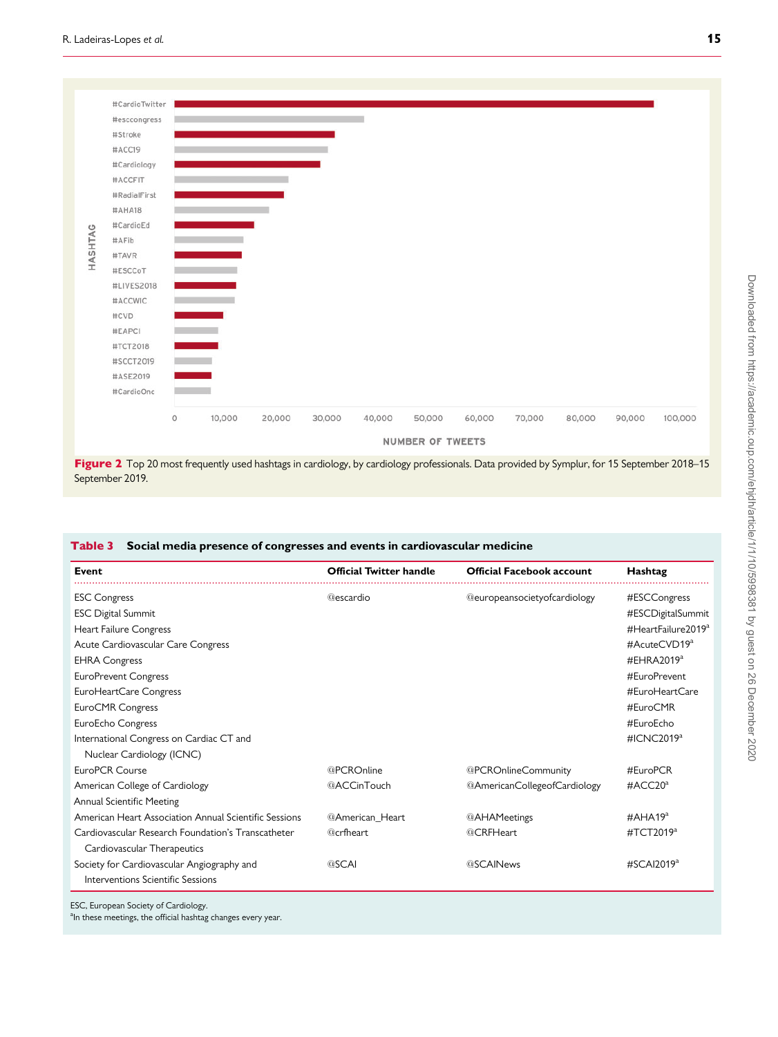| HASHTAG | NUMBER OF TWEETS |
|---|---|
| #CardioTwitter | |
| #esccongress | |
| #Stroke | |
| #ACC19 | |
| #Cardiology | |
| #ACCFIT | |
| #RadialFirst | |
| #AHA18 | |
| #CardioEd | |
| #AFib | |
| #TAVR | |
| #ESCCoT | |
| #LIVES2018 | |
| #ACCWIC | |
| #CVD | |
| #EAPCI | |
| #TCT2018 | |
| #SCCT2019 | |
| #ASE2019 | |
| #CardioOnc | |

**Figure 2** Top 20 most frequently used hashtags in cardiology, by cardiology professionals. Data provided by Symplur, for 15 September 2018–15 September 2019.

**Table 3 Social media presence of congresses and events in cardiovascular medicine**

| Event | Official Twitter handle | Official Facebook account | Hashtag |
|---|---|---|---|
| ESC Congress | @escardio | @europeansocietyofcardiology | #ESCCongress |
| ESC Digital Summit | | | #ESCDigitalSummit |
| Heart Failure Congress | | | #HeartFailure2019[a] |
| Acute Cardiovascular Care Congress | | | #AcuteCVD19[a] |
| EHRA Congress | | | #EHRA2019[a] |
| EuroPrevent Congress | | | #EuroPrevent |
| EuroHeartCare Congress | | | #EuroHeartCare |
| EuroCMR Congress | | | #EuroCMR |
| EuroEcho Congress | | | #EuroEcho |
| International Congress on Cardiac CT and Nuclear Cardiology (ICNC) | | | #ICNC2019[a] |
| EuroPCR Course | @PCROnline | @PCROnlineCommunity | #EuroPCR |
| American College of Cardiology Annual Scientific Meeting | @ACCinTouch | @AmericanCollegeofCardiology | #ACC20[a] |
| American Heart Association Annual Scientific Sessions | @American_Heart | @AHAMeetings | #AHA19[a] |
| Cardiovascular Research Foundation's Transcatheter Cardiovascular Therapeutics | @crfheart | @CRFHeart | #TCT2019[a] |
| Society for Cardiovascular Angiography and Interventions Scientific Sessions | @SCAI | @SCAINews | #SCAI2019[a] |

ESC, European Society of Cardiology.
[a]In these meetings, the official hashtag changes every year.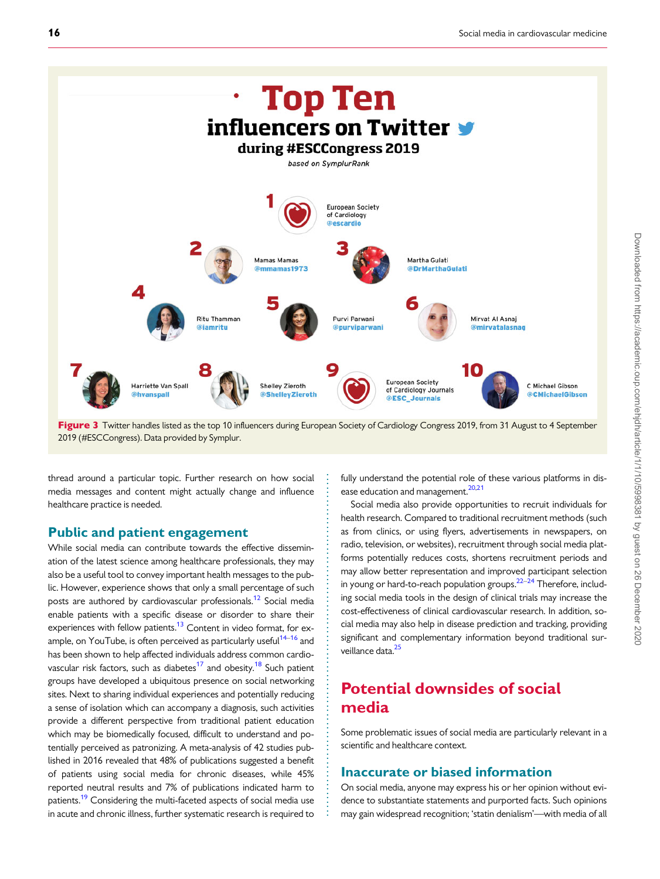# Top Ten influencers on Twitter during #ESCCongress 2019

*based on SymplurRank*

1. European Society of Cardiology @escardio
2. Mamas Mamas @mmamas1973
3. Martha Gulati @DrMarthaGulati
4. Ritu Thamman @iamritu
5. Purvi Parwani @purviparwani
6. Mirvat Al Asnag @mirvatalasnag
7. Harriette Van Spall @hvanspall
8. Shelley Zieroth @ShelleyZieroth
9. European Society of Cardiology Journals @ESC_Journals
10. C Michael Gibson @CMichaelGibson

**Figure 3** Twitter handles listed as the top 10 influencers during European Society of Cardiology Congress 2019, from 31 August to 4 September 2019 (#ESCCongress). Data provided by Symplur.

thread around a particular topic. Further research on how social media messages and content might actually change and influence healthcare practice is needed.

## Public and patient engagement

While social media can contribute towards the effective dissemination of the latest science among healthcare professionals, they may also be a useful tool to convey important health messages to the public. However, experience shows that only a small percentage of such posts are authored by cardiovascular professionals.[12] Social media enable patients with a specific disease or disorder to share their experiences with fellow patients.[13] Content in video format, for example, on YouTube, is often perceived as particularly useful[14–16] and has been shown to help affected individuals address common cardiovascular risk factors, such as diabetes[17] and obesity.[18] Such patient groups have developed a ubiquitous presence on social networking sites. Next to sharing individual experiences and potentially reducing a sense of isolation which can accompany a diagnosis, such activities provide a different perspective from traditional patient education which may be biomedically focused, difficult to understand and potentially perceived as patronizing. A meta-analysis of 42 studies published in 2016 revealed that 48% of publications suggested a benefit of patients using social media for chronic diseases, while 45% reported neutral results and 7% of publications indicated harm to patients.[19] Considering the multi-faceted aspects of social media use in acute and chronic illness, further systematic research is required to fully understand the potential role of these various platforms in disease education and management.[20,21]

Social media also provide opportunities to recruit individuals for health research. Compared to traditional recruitment methods (such as from clinics, or using flyers, advertisements in newspapers, on radio, television, or websites), recruitment through social media platforms potentially reduces costs, shortens recruitment periods and may allow better representation and improved participant selection in young or hard-to-reach population groups.[22–24] Therefore, including social media tools in the design of clinical trials may increase the cost-effectiveness of clinical cardiovascular research. In addition, social media may also help in disease prediction and tracking, providing significant and complementary information beyond traditional surveillance data.[25]

## Potential downsides of social media

Some problematic issues of social media are particularly relevant in a scientific and healthcare context.

### Inaccurate or biased information

On social media, anyone may express his or her opinion without evidence to substantiate statements and purported facts. Such opinions may gain widespread recognition; 'statin denialism'—with media of all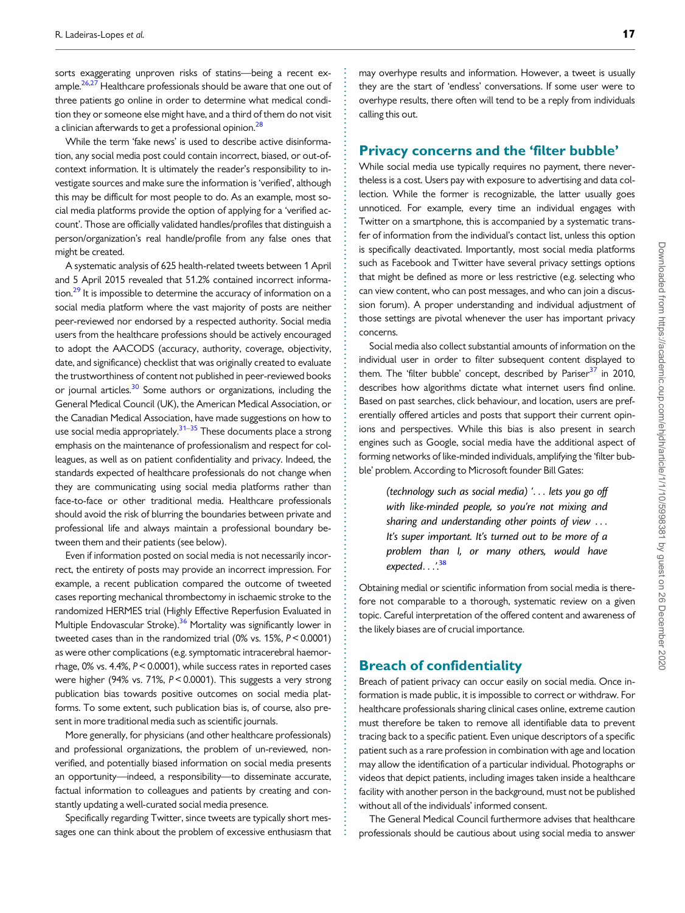sorts exaggerating unproven risks of statins—being a recent example.[26,27] Healthcare professionals should be aware that one out of three patients go online in order to determine what medical condition they or someone else might have, and a third of them do not visit a clinician afterwards to get a professional opinion.[28]

While the term 'fake news' is used to describe active disinformation, any social media post could contain incorrect, biased, or out-of-context information. It is ultimately the reader's responsibility to investigate sources and make sure the information is 'verified', although this may be difficult for most people to do. As an example, most social media platforms provide the option of applying for a 'verified account'. Those are officially validated handles/profiles that distinguish a person/organization's real handle/profile from any false ones that might be created.

A systematic analysis of 625 health-related tweets between 1 April and 5 April 2015 revealed that 51.2% contained incorrect information.[29] It is impossible to determine the accuracy of information on a social media platform where the vast majority of posts are neither peer-reviewed nor endorsed by a respected authority. Social media users from the healthcare professions should be actively encouraged to adopt the AACODS (accuracy, authority, coverage, objectivity, date, and significance) checklist that was originally created to evaluate the trustworthiness of content not published in peer-reviewed books or journal articles.[30] Some authors or organizations, including the General Medical Council (UK), the American Medical Association, or the Canadian Medical Association, have made suggestions on how to use social media appropriately.[31–35] These documents place a strong emphasis on the maintenance of professionalism and respect for colleagues, as well as on patient confidentiality and privacy. Indeed, the standards expected of healthcare professionals do not change when they are communicating using social media platforms rather than face-to-face or other traditional media. Healthcare professionals should avoid the risk of blurring the boundaries between private and professional life and always maintain a professional boundary between them and their patients (see below).

Even if information posted on social media is not necessarily incorrect, the entirety of posts may provide an incorrect impression. For example, a recent publication compared the outcome of tweeted cases reporting mechanical thrombectomy in ischaemic stroke to the randomized HERMES trial (Highly Effective Reperfusion Evaluated in Multiple Endovascular Stroke).[36] Mortality was significantly lower in tweeted cases than in the randomized trial (0% vs. 15%, $P < 0.0001$) as were other complications (e.g. symptomatic intracerebral haemorrhage, 0% vs. 4.4%, $P < 0.0001$), while success rates in reported cases were higher (94% vs. 71%, $P < 0.0001$). This suggests a very strong publication bias towards positive outcomes on social media platforms. To some extent, such publication bias is, of course, also present in more traditional media such as scientific journals.

More generally, for physicians (and other healthcare professionals) and professional organizations, the problem of un-reviewed, non-verified, and potentially biased information on social media presents an opportunity—indeed, a responsibility—to disseminate accurate, factual information to colleagues and patients by creating and constantly updating a well-curated social media presence.

Specifically regarding Twitter, since tweets are typically short messages one can think about the problem of excessive enthusiasm that may overhype results and information. However, a tweet is usually they are the start of 'endless' conversations. If some user were to overhype results, there often will tend to be a reply from individuals calling this out.

## Privacy concerns and the 'filter bubble'

While social media use typically requires no payment, there nevertheless is a cost. Users pay with exposure to advertising and data collection. While the former is recognizable, the latter usually goes unnoticed. For example, every time an individual engages with Twitter on a smartphone, this is accompanied by a systematic transfer of information from the individual's contact list, unless this option is specifically deactivated. Importantly, most social media platforms such as Facebook and Twitter have several privacy settings options that might be defined as more or less restrictive (e.g. selecting who can view content, who can post messages, and who can join a discussion forum). A proper understanding and individual adjustment of those settings are pivotal whenever the user has important privacy concerns.

Social media also collect substantial amounts of information on the individual user in order to filter subsequent content displayed to them. The 'filter bubble' concept, described by Pariser[37] in 2010, describes how algorithms dictate what internet users find online. Based on past searches, click behaviour, and location, users are preferentially offered articles and posts that support their current opinions and perspectives. While this bias is also present in search engines such as Google, social media have the additional aspect of forming networks of like-minded individuals, amplifying the 'filter bubble' problem. According to Microsoft founder Bill Gates:

> *(technology such as social media) '... lets you go off with like-minded people, so you're not mixing and sharing and understanding other points of view ... It's super important. It's turned out to be more of a problem than I, or many others, would have expected...'*[38]

Obtaining medial or scientific information from social media is therefore not comparable to a thorough, systematic review on a given topic. Careful interpretation of the offered content and awareness of the likely biases are of crucial importance.

## Breach of confidentiality

Breach of patient privacy can occur easily on social media. Once information is made public, it is impossible to correct or withdraw. For healthcare professionals sharing clinical cases online, extreme caution must therefore be taken to remove all identifiable data to prevent tracing back to a specific patient. Even unique descriptors of a specific patient such as a rare profession in combination with age and location may allow the identification of a particular individual. Photographs or videos that depict patients, including images taken inside a healthcare facility with another person in the background, must not be published without all of the individuals' informed consent.

The General Medical Council furthermore advises that healthcare professionals should be cautious about using social media to answer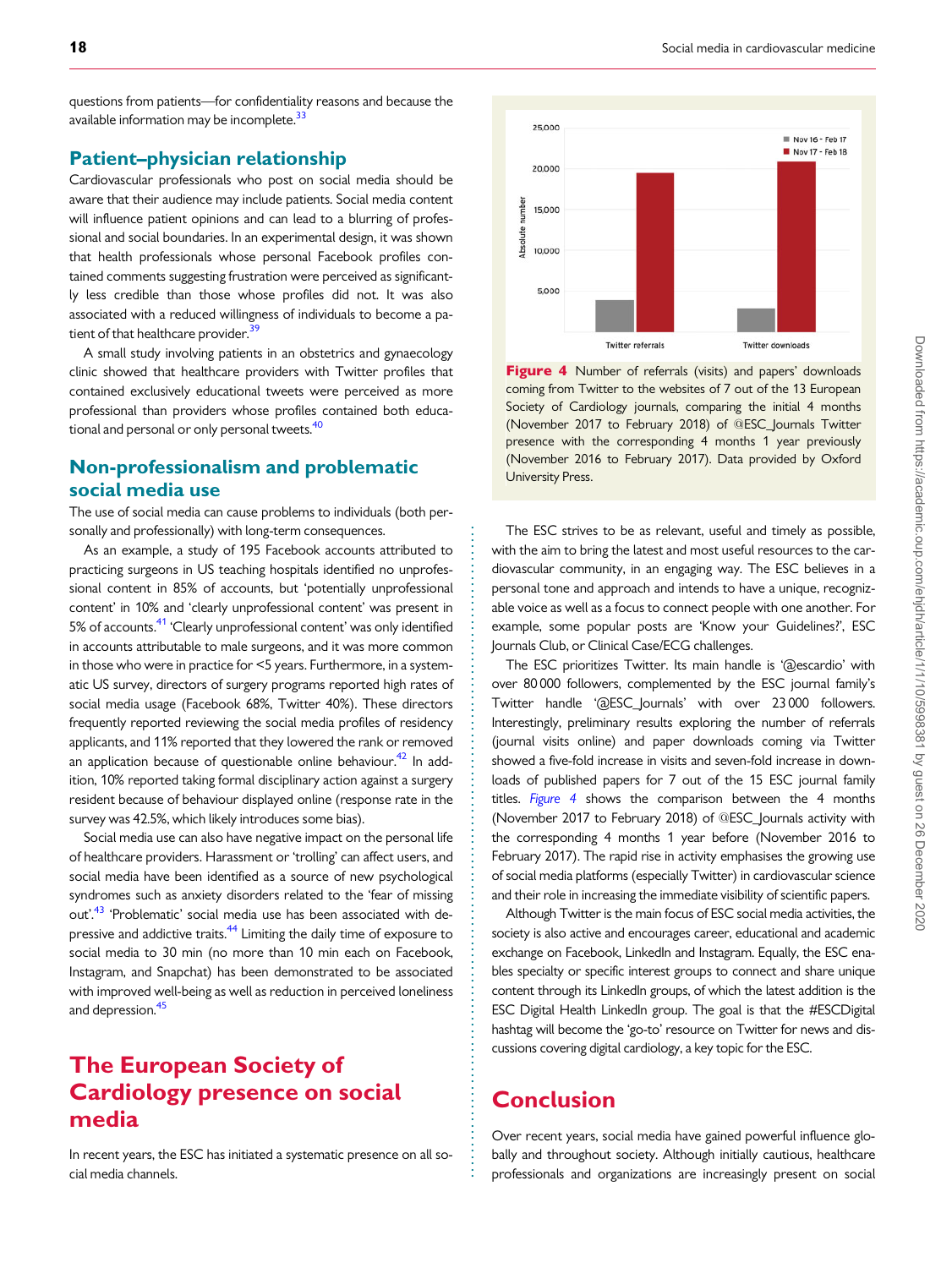questions from patients—for confidentiality reasons and because the available information may be incomplete.[33]

## Patient–physician relationship

Cardiovascular professionals who post on social media should be aware that their audience may include patients. Social media content will influence patient opinions and can lead to a blurring of professional and social boundaries. In an experimental design, it was shown that health professionals whose personal Facebook profiles contained comments suggesting frustration were perceived as significantly less credible than those whose profiles did not. It was also associated with a reduced willingness of individuals to become a patient of that healthcare provider.[39]

A small study involving patients in an obstetrics and gynaecology clinic showed that healthcare providers with Twitter profiles that contained exclusively educational tweets were perceived as more professional than providers whose profiles contained both educational and personal or only personal tweets.[40]

## Non-professionalism and problematic social media use

The use of social media can cause problems to individuals (both personally and professionally) with long-term consequences.

As an example, a study of 195 Facebook accounts attributed to practicing surgeons in US teaching hospitals identified no unprofessional content in 85% of accounts, but 'potentially unprofessional content' in 10% and 'clearly unprofessional content' was present in 5% of accounts.[41] 'Clearly unprofessional content' was only identified in accounts attributable to male surgeons, and it was more common in those who were in practice for <5 years. Furthermore, in a systematic US survey, directors of surgery programs reported high rates of social media usage (Facebook 68%, Twitter 40%). These directors frequently reported reviewing the social media profiles of residency applicants, and 11% reported that they lowered the rank or removed an application because of questionable online behaviour.[42] In addition, 10% reported taking formal disciplinary action against a surgery resident because of behaviour displayed online (response rate in the survey was 42.5%, which likely introduces some bias).

Social media use can also have negative impact on the personal life of healthcare providers. Harassment or 'trolling' can affect users, and social media have been identified as a source of new psychological syndromes such as anxiety disorders related to the 'fear of missing out'.[43] 'Problematic' social media use has been associated with depressive and addictive traits.[44] Limiting the daily time of exposure to social media to 30 min (no more than 10 min each on Facebook, Instagram, and Snapchat) has been demonstrated to be associated with improved well-being as well as reduction in perceived loneliness and depression.[45]

# The European Society of Cardiology presence on social media

In recent years, the ESC has initiated a systematic presence on all social media channels.

**Figure 4** Number of referrals (visits) and papers' downloads coming from Twitter to the websites of 7 out of the 13 European Society of Cardiology journals, comparing the initial 4 months (November 2017 to February 2018) of @ESC_Journals Twitter presence with the corresponding 4 months 1 year previously (November 2016 to February 2017). Data provided by Oxford University Press.

The ESC strives to be as relevant, useful and timely as possible, with the aim to bring the latest and most useful resources to the cardiovascular community, in an engaging way. The ESC believes in a personal tone and approach and intends to have a unique, recognizable voice as well as a focus to connect people with one another. For example, some popular posts are 'Know your Guidelines?', ESC Journals Club, or Clinical Case/ECG challenges.

The ESC prioritizes Twitter. Its main handle is '@escardio' with over 80 000 followers, complemented by the ESC journal family's Twitter handle '@ESC_Journals' with over 23 000 followers. Interestingly, preliminary results exploring the number of referrals (journal visits online) and paper downloads coming via Twitter showed a five-fold increase in visits and seven-fold increase in downloads of published papers for 7 out of the 15 ESC journal family titles. Figure 4 shows the comparison between the 4 months (November 2017 to February 2018) of @ESC_Journals activity with the corresponding 4 months 1 year before (November 2016 to February 2017). The rapid rise in activity emphasises the growing use of social media platforms (especially Twitter) in cardiovascular science and their role in increasing the immediate visibility of scientific papers.

Although Twitter is the main focus of ESC social media activities, the society is also active and encourages career, educational and academic exchange on Facebook, LinkedIn and Instagram. Equally, the ESC enables specialty or specific interest groups to connect and share unique content through its LinkedIn groups, of which the latest addition is the ESC Digital Health LinkedIn group. The goal is that the #ESCDigital hashtag will become the 'go-to' resource on Twitter for news and discussions covering digital cardiology, a key topic for the ESC.

# Conclusion

Over recent years, social media have gained powerful influence globally and throughout society. Although initially cautious, healthcare professionals and organizations are increasingly present on social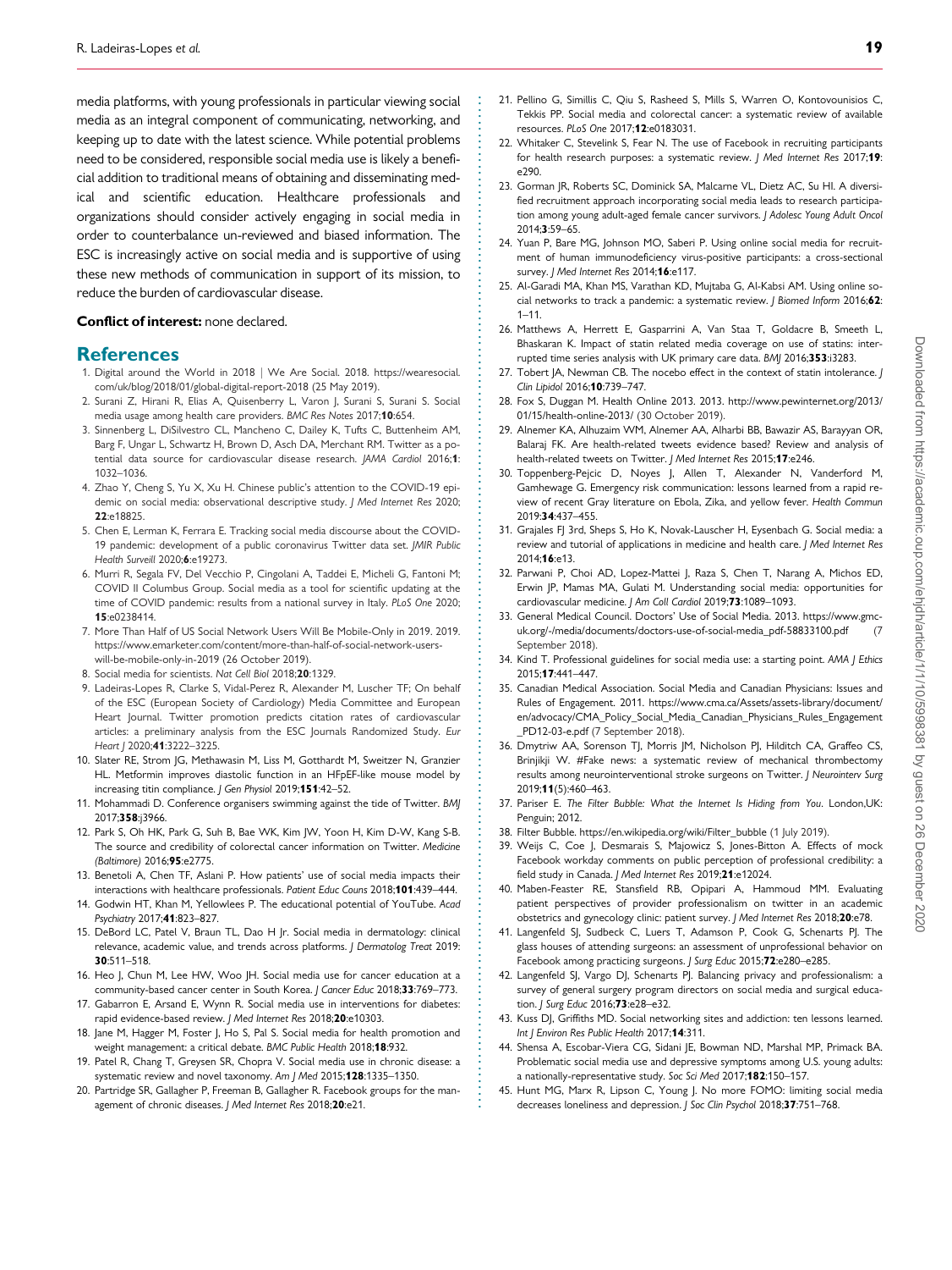media platforms, with young professionals in particular viewing social media as an integral component of communicating, networking, and keeping up to date with the latest science. While potential problems need to be considered, responsible social media use is likely a beneficial addition to traditional means of obtaining and disseminating medical and scientific education. Healthcare professionals and organizations should consider actively engaging in social media in order to counterbalance un-reviewed and biased information. The ESC is increasingly active on social media and is supportive of using these new methods of communication in support of its mission, to reduce the burden of cardiovascular disease.

**Conflict of interest:** none declared.

## References

1. Digital around the World in 2018 | We Are Social. 2018. https://wearesocial.com/uk/blog/2018/01/global-digital-report-2018 (25 May 2019).
2. Surani Z, Hirani R, Elias A, Quisenberry L, Varon J, Surani S, Surani S. Social media usage among health care providers. *BMC Res Notes* 2017;**10**:654.
3. Sinnenberg L, DiSilvestro CL, Mancheno C, Dailey K, Tufts C, Buttenheim AM, Barg F, Ungar L, Schwartz H, Brown D, Asch DA, Merchant RM. Twitter as a potential data source for cardiovascular disease research. *JAMA Cardiol* 2016;**1**:1032–1036.
4. Zhao Y, Cheng S, Yu X, Xu H. Chinese public's attention to the COVID-19 epidemic on social media: observational descriptive study. *J Med Internet Res* 2020;**22**:e18825.
5. Chen E, Lerman K, Ferrara E. Tracking social media discourse about the COVID-19 pandemic: development of a public coronavirus Twitter data set. *JMIR Public Health Surveill* 2020;**6**:e19273.
6. Murri R, Segala FV, Del Vecchio P, Cingolani A, Taddei E, Micheli G, Fantoni M; COVID II Columbus Group. Social media as a tool for scientific updating at the time of COVID pandemic: results from a national survey in Italy. *PLoS One* 2020;**15**:e0238414.
7. More Than Half of US Social Network Users Will Be Mobile-Only in 2019. 2019. https://www.emarketer.com/content/more-than-half-of-social-network-users-will-be-mobile-only-in-2019 (26 October 2019).
8. Social media for scientists. *Nat Cell Biol* 2018;**20**:1329.
9. Ladeiras-Lopes R, Clarke S, Vidal-Perez R, Alexander M, Luscher TF; On behalf of the ESC (European Society of Cardiology) Media Committee and European Heart Journal. Twitter promotion predicts citation rates of cardiovascular articles: a preliminary analysis from the ESC Journals Randomized Study. *Eur Heart J* 2020;**41**:3222–3225.
10. Slater RE, Strom JG, Methawasin M, Liss M, Gotthardt M, Sweitzer N, Granzier HL. Metformin improves diastolic function in an HFpEF-like mouse model by increasing titin compliance. *J Gen Physiol* 2019;**151**:42–52.
11. Mohammadi D. Conference organisers swimming against the tide of Twitter. *BMJ* 2017;**358**:j3966.
12. Park S, Oh HK, Park G, Suh B, Bae WK, Kim JW, Yoon H, Kim D-W, Kang S-B. The source and credibility of colorectal cancer information on Twitter. *Medicine (Baltimore)* 2016;**95**:e2775.
13. Benetoli A, Chen TF, Aslani P. How patients' use of social media impacts their interactions with healthcare professionals. *Patient Educ Couns* 2018;**101**:439–444.
14. Godwin HT, Khan M, Yellowlees P. The educational potential of YouTube. *Acad Psychiatry* 2017;**41**:823–827.
15. DeBord LC, Patel V, Braun TL, Dao H Jr. Social media in dermatology: clinical relevance, academic value, and trends across platforms. *J Dermatolog Treat* 2019:**30**:511–518.
16. Heo J, Chun M, Lee HW, Woo JH. Social media use for cancer education at a community-based cancer center in South Korea. *J Cancer Educ* 2018;**33**:769–773.
17. Gabarron E, Arsand E, Wynn R. Social media use in interventions for diabetes: rapid evidence-based review. *J Med Internet Res* 2018;**20**:e10303.
18. Jane M, Hagger M, Foster J, Ho S, Pal S. Social media for health promotion and weight management: a critical debate. *BMC Public Health* 2018;**18**:932.
19. Patel R, Chang T, Greysen SR, Chopra V. Social media use in chronic disease: a systematic review and novel taxonomy. *Am J Med* 2015;**128**:1335–1350.
20. Partridge SR, Gallagher P, Freeman B, Gallagher R. Facebook groups for the management of chronic diseases. *J Med Internet Res* 2018;**20**:e21.
21. Pellino G, Simillis C, Qiu S, Rasheed S, Mills S, Warren O, Kontovounisios C, Tekkis PP. Social media and colorectal cancer: a systematic review of available resources. *PLoS One* 2017;**12**:e0183031.
22. Whitaker C, Stevelink S, Fear N. The use of Facebook in recruiting participants for health research purposes: a systematic review. *J Med Internet Res* 2017;**19**:e290.
23. Gorman JR, Roberts SC, Dominick SA, Malcarne VL, Dietz AC, Su HI. A diversified recruitment approach incorporating social media leads to research participation among young adult-aged female cancer survivors. *J Adolesc Young Adult Oncol* 2014;**3**:59–65.
24. Yuan P, Bare MG, Johnson MO, Saberi P. Using online social media for recruitment of human immunodeficiency virus-positive participants: a cross-sectional survey. *J Med Internet Res* 2014;**16**:e117.
25. Al-Garadi MA, Khan MS, Varathan KD, Mujtaba G, Al-Kabsi AM. Using online social networks to track a pandemic: a systematic review. *J Biomed Inform* 2016;**62**:1–11.
26. Matthews A, Herrett E, Gasparrini A, Van Staa T, Goldacre B, Smeeth L, Bhaskaran K. Impact of statin related media coverage on use of statins: interrupted time series analysis with UK primary care data. *BMJ* 2016;**353**:i3283.
27. Tobert JA, Newman CB. The nocebo effect in the context of statin intolerance. *J Clin Lipidol* 2016;**10**:739–747.
28. Fox S, Duggan M. Health Online 2013. 2013. http://www.pewinternet.org/2013/01/15/health-online-2013/ (30 October 2019).
29. Alnemer KA, Alhuzaim WM, Alnemer AA, Alharbi BB, Bawazir AS, Barayyan OR, Balaraj FK. Are health-related tweets evidence based? Review and analysis of health-related tweets on Twitter. *J Med Internet Res* 2015;**17**:e246.
30. Toppenberg-Pejcic D, Noyes J, Allen T, Alexander N, Vanderford M, Gamhewage G. Emergency risk communication: lessons learned from a rapid review of recent Gray literature on Ebola, Zika, and yellow fever. *Health Commun* 2019:**34**:437–455.
31. Grajales FJ 3rd, Sheps S, Ho K, Novak-Lauscher H, Eysenbach G. Social media: a review and tutorial of applications in medicine and health care. *J Med Internet Res* 2014;**16**:e13.
32. Parwani P, Choi AD, Lopez-Mattei J, Raza S, Chen T, Narang A, Michos ED, Erwin JP, Mamas MA, Gulati M. Understanding social media: opportunities for cardiovascular medicine. *J Am Coll Cardiol* 2019;**73**:1089–1093.
33. General Medical Council. Doctors' Use of Social Media. 2013. https://www.gmc-uk.org/-/media/documents/doctors-use-of-social-media_pdf-58833100.pdf (7 September 2018).
34. Kind T. Professional guidelines for social media use: a starting point. *AMA J Ethics* 2015;**17**:441–447.
35. Canadian Medical Association. Social Media and Canadian Physicians: Issues and Rules of Engagement. 2011. https://www.cma.ca/Assets/assets-library/document/en/advocacy/CMA_Policy_Social_Media_Canadian_Physicians_Rules_Engagement_PD12-03-e.pdf (7 September 2018).
36. Dmytriw AA, Sorenson TJ, Morris JM, Nicholson PJ, Hilditch CA, Graffeo CS, Brinjikji W. #Fake news: a systematic review of mechanical thrombectomy results among neurointerventional stroke surgeons on Twitter. *J Neurointerv Surg* 2019;**11**(5):460–463.
37. Pariser E. *The Filter Bubble: What the Internet Is Hiding from You*. London,UK: Penguin; 2012.
38. Filter Bubble. https://en.wikipedia.org/wiki/Filter_bubble (1 July 2019).
39. Weijs C, Coe J, Desmarais S, Majowicz S, Jones-Bitton A. Effects of mock Facebook workday comments on public perception of professional credibility: a field study in Canada. *J Med Internet Res* 2019;**21**:e12024.
40. Maben-Feaster RE, Stansfield RB, Opipari A, Hammoud MM. Evaluating patient perspectives of provider professionalism on twitter in an academic obstetrics and gynecology clinic: patient survey. *J Med Internet Res* 2018;**20**:e78.
41. Langenfeld SJ, Sudbeck C, Luers T, Adamson P, Cook G, Schenarts PJ. The glass houses of attending surgeons: an assessment of unprofessional behavior on Facebook among practicing surgeons. *J Surg Educ* 2015;**72**:e280–e285.
42. Langenfeld SJ, Vargo DJ, Schenarts PJ. Balancing privacy and professionalism: a survey of general surgery program directors on social media and surgical education. *J Surg Educ* 2016;**73**:e28–e32.
43. Kuss DJ, Griffiths MD. Social networking sites and addiction: ten lessons learned. *Int J Environ Res Public Health* 2017;**14**:311.
44. Shensa A, Escobar-Viera CG, Sidani JE, Bowman ND, Marshal MP, Primack BA. Problematic social media use and depressive symptoms among U.S. young adults: a nationally-representative study. *Soc Sci Med* 2017;**182**:150–157.
45. Hunt MG, Marx R, Lipson C, Young J. No more FOMO: limiting social media decreases loneliness and depression. *J Soc Clin Psychol* 2018;**37**:751–768.